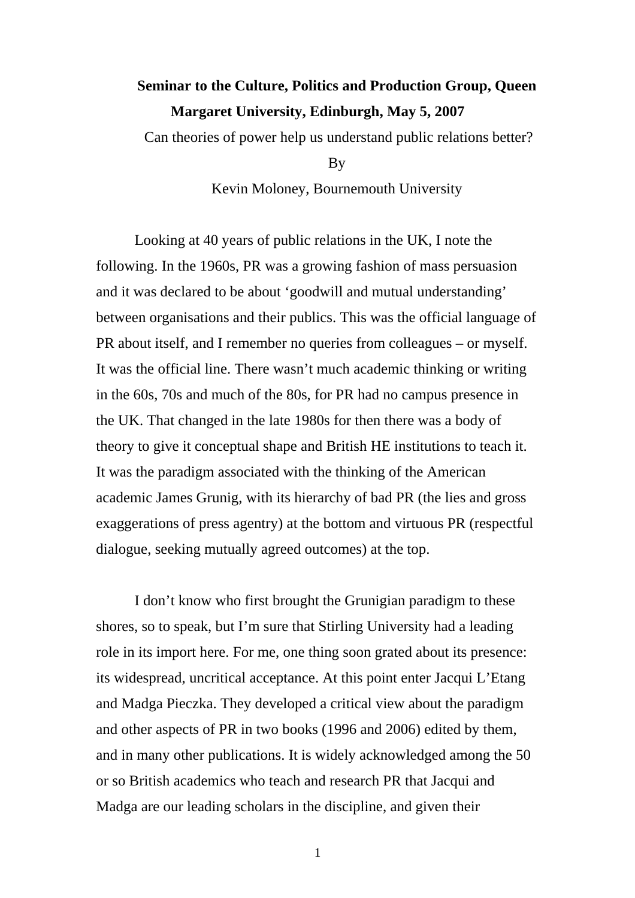**Seminar to the Culture, Politics and Production Group, Queen Margaret University, Edinburgh, May 5, 2007**

Can theories of power help us understand public relations better?

By

Kevin Moloney, Bournemouth University

Looking at 40 years of public relations in the UK, I note the following. In the 1960s, PR was a growing fashion of mass persuasion and it was declared to be about 'goodwill and mutual understanding' between organisations and their publics. This was the official language of PR about itself, and I remember no queries from colleagues – or myself. It was the official line. There wasn't much academic thinking or writing in the 60s, 70s and much of the 80s, for PR had no campus presence in the UK. That changed in the late 1980s for then there was a body of theory to give it conceptual shape and British HE institutions to teach it. It was the paradigm associated with the thinking of the American academic James Grunig, with its hierarchy of bad PR (the lies and gross exaggerations of press agentry) at the bottom and virtuous PR (respectful dialogue, seeking mutually agreed outcomes) at the top.

I don't know who first brought the Grunigian paradigm to these shores, so to speak, but I'm sure that Stirling University had a leading role in its import here. For me, one thing soon grated about its presence: its widespread, uncritical acceptance. At this point enter Jacqui L'Etang and Madga Pieczka. They developed a critical view about the paradigm and other aspects of PR in two books (1996 and 2006) edited by them, and in many other publications. It is widely acknowledged among the 50 or so British academics who teach and research PR that Jacqui and Madga are our leading scholars in the discipline, and given their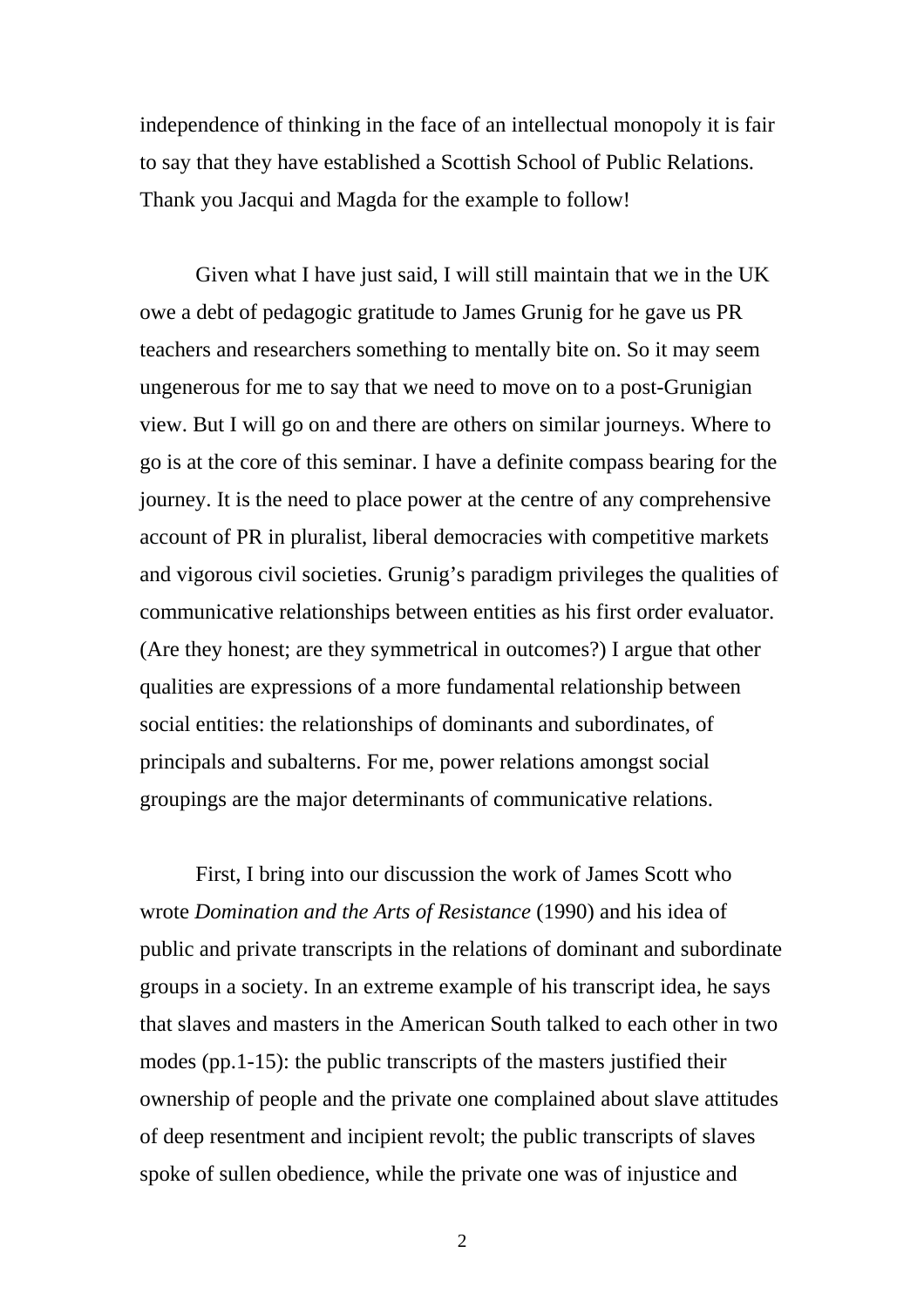independence of thinking in the face of an intellectual monopoly it is fair to say that they have established a Scottish School of Public Relations. Thank you Jacqui and Magda for the example to follow!

Given what I have just said, I will still maintain that we in the UK owe a debt of pedagogic gratitude to James Grunig for he gave us PR teachers and researchers something to mentally bite on. So it may seem ungenerous for me to say that we need to move on to a post-Grunigian view. But I will go on and there are others on similar journeys. Where to go is at the core of this seminar. I have a definite compass bearing for the journey. It is the need to place power at the centre of any comprehensive account of PR in pluralist, liberal democracies with competitive markets and vigorous civil societies. Grunig's paradigm privileges the qualities of communicative relationships between entities as his first order evaluator. (Are they honest; are they symmetrical in outcomes?) I argue that other qualities are expressions of a more fundamental relationship between social entities: the relationships of dominants and subordinates, of principals and subalterns. For me, power relations amongst social groupings are the major determinants of communicative relations.

First, I bring into our discussion the work of James Scott who wrote *Domination and the Arts of Resistance* (1990) and his idea of public and private transcripts in the relations of dominant and subordinate groups in a society. In an extreme example of his transcript idea, he says that slaves and masters in the American South talked to each other in two modes (pp.1-15): the public transcripts of the masters justified their ownership of people and the private one complained about slave attitudes of deep resentment and incipient revolt; the public transcripts of slaves spoke of sullen obedience, while the private one was of injustice and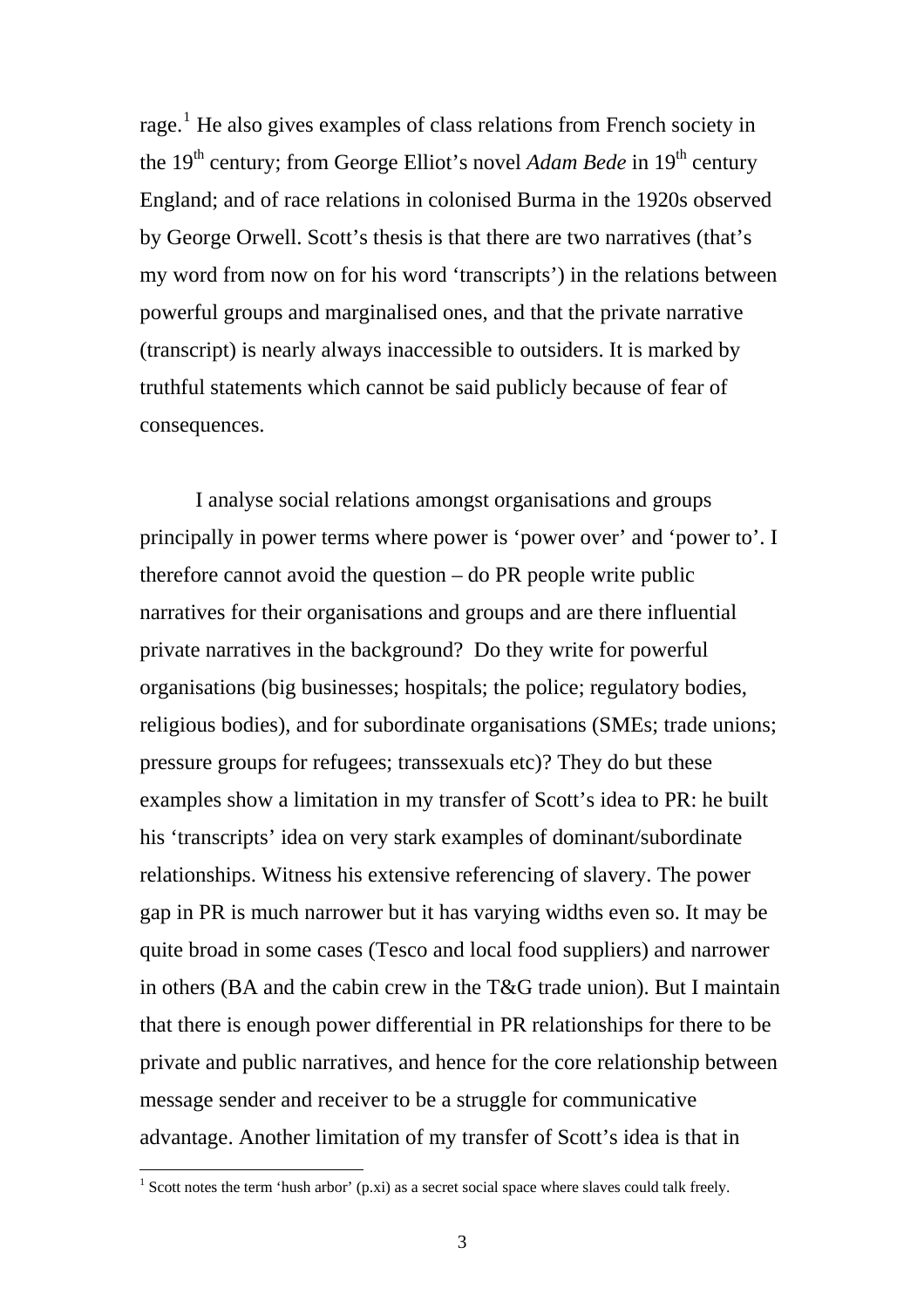rage.[1] He also gives examples of class relations from French society in the 19th century; from George Elliot's novel *Adam Bede* in 19th century England; and of race relations in colonised Burma in the 1920s observed by George Orwell. Scott's thesis is that there are two narratives (that's my word from now on for his word 'transcripts') in the relations between powerful groups and marginalised ones, and that the private narrative (transcript) is nearly always inaccessible to outsiders. It is marked by truthful statements which cannot be said publicly because of fear of consequences.

I analyse social relations amongst organisations and groups principally in power terms where power is 'power over' and 'power to'. I therefore cannot avoid the question – do PR people write public narratives for their organisations and groups and are there influential private narratives in the background? Do they write for powerful organisations (big businesses; hospitals; the police; regulatory bodies, religious bodies), and for subordinate organisations (SMEs; trade unions; pressure groups for refugees; transsexuals etc)? They do but these examples show a limitation in my transfer of Scott's idea to PR: he built his 'transcripts' idea on very stark examples of dominant/subordinate relationships. Witness his extensive referencing of slavery. The power gap in PR is much narrower but it has varying widths even so. It may be quite broad in some cases (Tesco and local food suppliers) and narrower in others (BA and the cabin crew in the T&G trade union). But I maintain that there is enough power differential in PR relationships for there to be private and public narratives, and hence for the core relationship between message sender and receiver to be a struggle for communicative advantage. Another limitation of my transfer of Scott's idea is that in

[1] Scott notes the term 'hush arbor' (p.xi) as a secret social space where slaves could talk freely.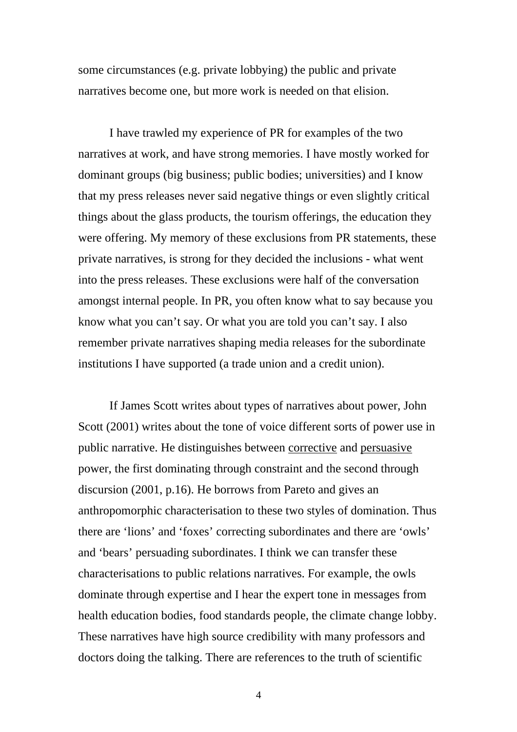some circumstances (e.g. private lobbying) the public and private narratives become one, but more work is needed on that elision.

I have trawled my experience of PR for examples of the two narratives at work, and have strong memories. I have mostly worked for dominant groups (big business; public bodies; universities) and I know that my press releases never said negative things or even slightly critical things about the glass products, the tourism offerings, the education they were offering. My memory of these exclusions from PR statements, these private narratives, is strong for they decided the inclusions - what went into the press releases. These exclusions were half of the conversation amongst internal people. In PR, you often know what to say because you know what you can't say. Or what you are told you can't say. I also remember private narratives shaping media releases for the subordinate institutions I have supported (a trade union and a credit union).

If James Scott writes about types of narratives about power, John Scott (2001) writes about the tone of voice different sorts of power use in public narrative. He distinguishes between <u>corrective</u> and <u>persuasive</u> power, the first dominating through constraint and the second through discursion (2001, p.16). He borrows from Pareto and gives an anthropomorphic characterisation to these two styles of domination. Thus there are 'lions' and 'foxes' correcting subordinates and there are 'owls' and 'bears' persuading subordinates. I think we can transfer these characterisations to public relations narratives. For example, the owls dominate through expertise and I hear the expert tone in messages from health education bodies, food standards people, the climate change lobby. These narratives have high source credibility with many professors and doctors doing the talking. There are references to the truth of scientific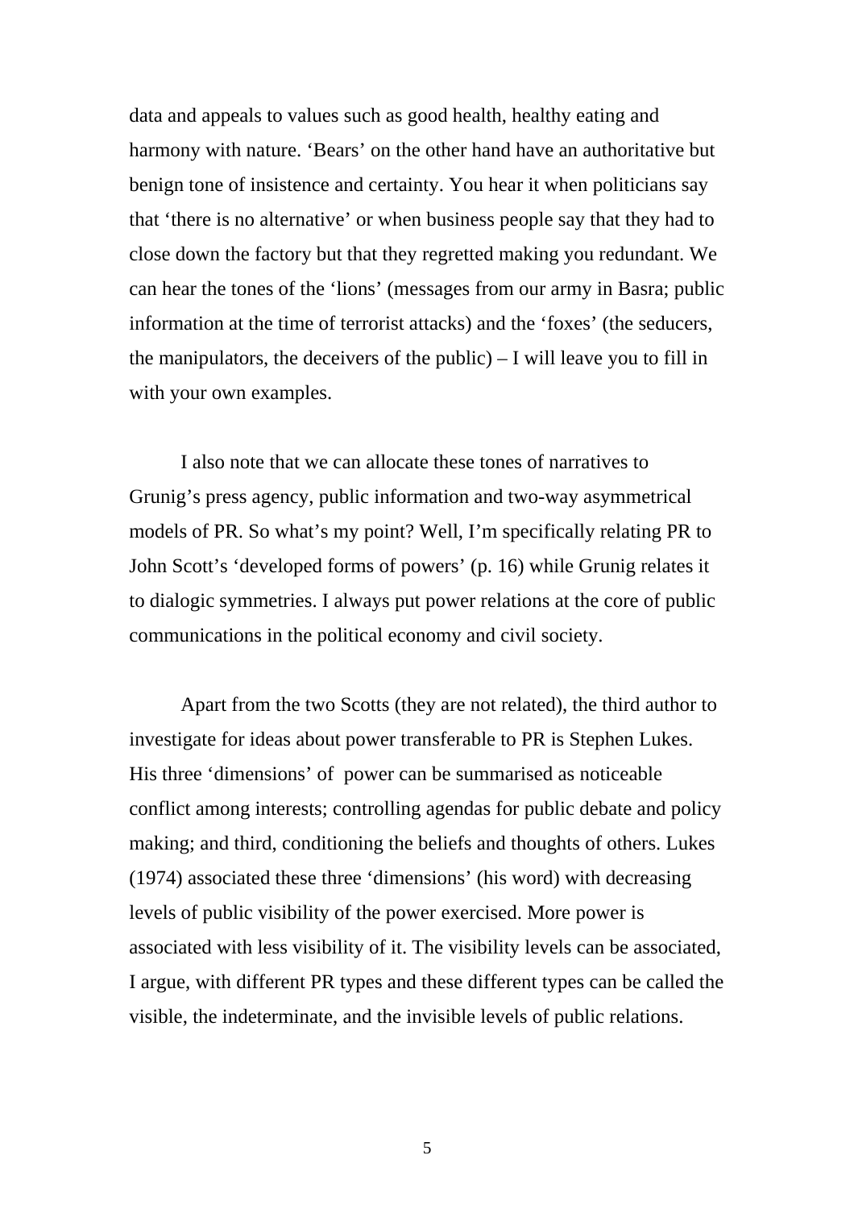data and appeals to values such as good health, healthy eating and harmony with nature. 'Bears' on the other hand have an authoritative but benign tone of insistence and certainty. You hear it when politicians say that 'there is no alternative' or when business people say that they had to close down the factory but that they regretted making you redundant. We can hear the tones of the 'lions' (messages from our army in Basra; public information at the time of terrorist attacks) and the 'foxes' (the seducers, the manipulators, the deceivers of the public) – I will leave you to fill in with your own examples.

I also note that we can allocate these tones of narratives to Grunig's press agency, public information and two-way asymmetrical models of PR. So what's my point? Well, I'm specifically relating PR to John Scott's 'developed forms of powers' (p. 16) while Grunig relates it to dialogic symmetries. I always put power relations at the core of public communications in the political economy and civil society.

Apart from the two Scotts (they are not related), the third author to investigate for ideas about power transferable to PR is Stephen Lukes. His three 'dimensions' of power can be summarised as noticeable conflict among interests; controlling agendas for public debate and policy making; and third, conditioning the beliefs and thoughts of others. Lukes (1974) associated these three 'dimensions' (his word) with decreasing levels of public visibility of the power exercised. More power is associated with less visibility of it. The visibility levels can be associated, I argue, with different PR types and these different types can be called the visible, the indeterminate, and the invisible levels of public relations.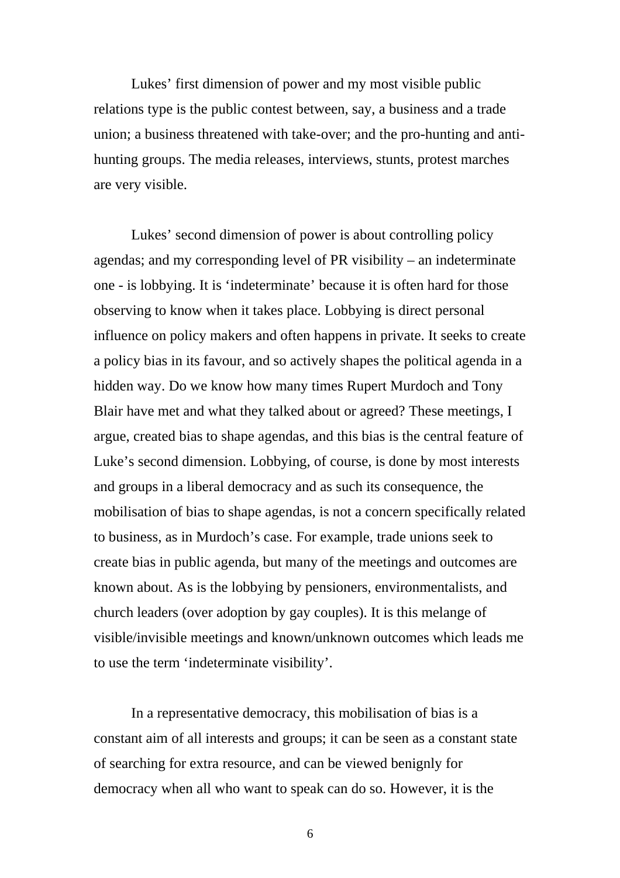Lukes' first dimension of power and my most visible public relations type is the public contest between, say, a business and a trade union; a business threatened with take-over; and the pro-hunting and anti-hunting groups. The media releases, interviews, stunts, protest marches are very visible.

Lukes' second dimension of power is about controlling policy agendas; and my corresponding level of PR visibility – an indeterminate one - is lobbying. It is 'indeterminate' because it is often hard for those observing to know when it takes place. Lobbying is direct personal influence on policy makers and often happens in private. It seeks to create a policy bias in its favour, and so actively shapes the political agenda in a hidden way. Do we know how many times Rupert Murdoch and Tony Blair have met and what they talked about or agreed? These meetings, I argue, created bias to shape agendas, and this bias is the central feature of Luke's second dimension. Lobbying, of course, is done by most interests and groups in a liberal democracy and as such its consequence, the mobilisation of bias to shape agendas, is not a concern specifically related to business, as in Murdoch's case. For example, trade unions seek to create bias in public agenda, but many of the meetings and outcomes are known about. As is the lobbying by pensioners, environmentalists, and church leaders (over adoption by gay couples). It is this melange of visible/invisible meetings and known/unknown outcomes which leads me to use the term 'indeterminate visibility'.

In a representative democracy, this mobilisation of bias is a constant aim of all interests and groups; it can be seen as a constant state of searching for extra resource, and can be viewed benignly for democracy when all who want to speak can do so. However, it is the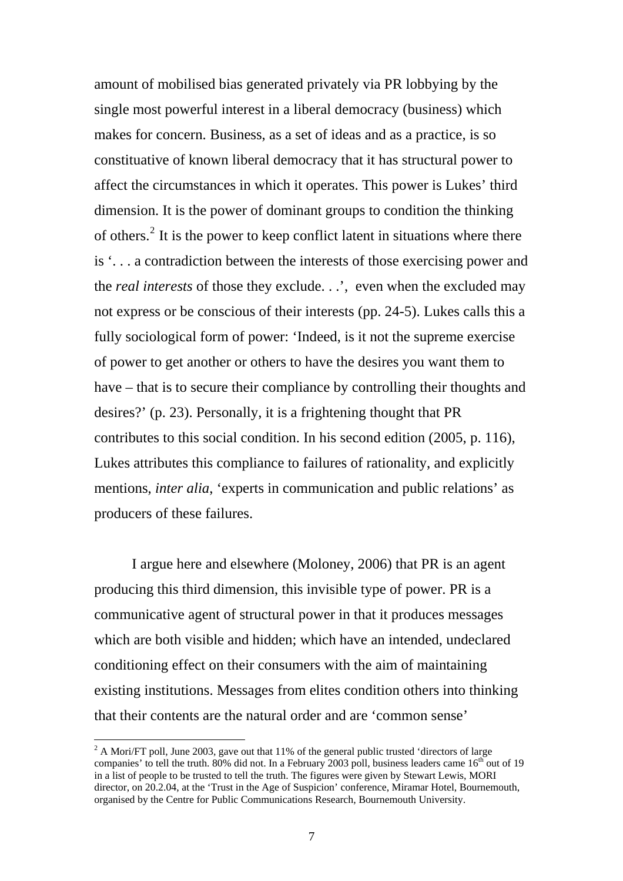amount of mobilised bias generated privately via PR lobbying by the single most powerful interest in a liberal democracy (business) which makes for concern. Business, as a set of ideas and as a practice, is so constituative of known liberal democracy that it has structural power to affect the circumstances in which it operates. This power is Lukes' third dimension. It is the power of dominant groups to condition the thinking of others.[2] It is the power to keep conflict latent in situations where there is '. . . a contradiction between the interests of those exercising power and the *real interests* of those they exclude. . .', even when the excluded may not express or be conscious of their interests (pp. 24-5). Lukes calls this a fully sociological form of power: 'Indeed, is it not the supreme exercise of power to get another or others to have the desires you want them to have – that is to secure their compliance by controlling their thoughts and desires?' (p. 23). Personally, it is a frightening thought that PR contributes to this social condition. In his second edition (2005, p. 116), Lukes attributes this compliance to failures of rationality, and explicitly mentions, *inter alia*, 'experts in communication and public relations' as producers of these failures.

I argue here and elsewhere (Moloney, 2006) that PR is an agent producing this third dimension, this invisible type of power. PR is a communicative agent of structural power in that it produces messages which are both visible and hidden; which have an intended, undeclared conditioning effect on their consumers with the aim of maintaining existing institutions. Messages from elites condition others into thinking that their contents are the natural order and are 'common sense'

---

[2] A Mori/FT poll, June 2003, gave out that 11% of the general public trusted 'directors of large companies' to tell the truth. 80% did not. In a February 2003 poll, business leaders came 16th out of 19 in a list of people to be trusted to tell the truth. The figures were given by Stewart Lewis, MORI director, on 20.2.04, at the 'Trust in the Age of Suspicion' conference, Miramar Hotel, Bournemouth, organised by the Centre for Public Communications Research, Bournemouth University.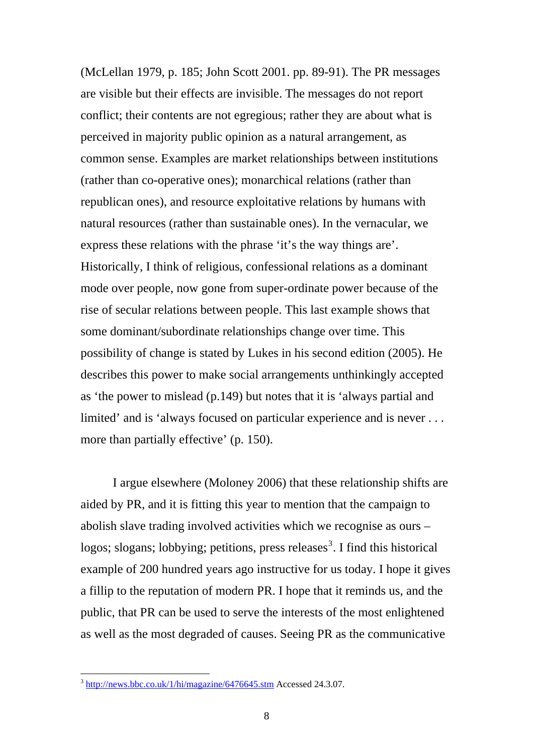(McLellan 1979, p. 185; John Scott 2001. pp. 89-91). The PR messages are visible but their effects are invisible. The messages do not report conflict; their contents are not egregious; rather they are about what is perceived in majority public opinion as a natural arrangement, as common sense. Examples are market relationships between institutions (rather than co-operative ones); monarchical relations (rather than republican ones), and resource exploitative relations by humans with natural resources (rather than sustainable ones). In the vernacular, we express these relations with the phrase 'it's the way things are'. Historically, I think of religious, confessional relations as a dominant mode over people, now gone from super-ordinate power because of the rise of secular relations between people. This last example shows that some dominant/subordinate relationships change over time. This possibility of change is stated by Lukes in his second edition (2005). He describes this power to make social arrangements unthinkingly accepted as 'the power to mislead (p.149) but notes that it is 'always partial and limited' and is 'always focused on particular experience and is never . . . more than partially effective' (p. 150).

I argue elsewhere (Moloney 2006) that these relationship shifts are aided by PR, and it is fitting this year to mention that the campaign to abolish slave trading involved activities which we recognise as ours – logos; slogans; lobbying; petitions, press releases[3]. I find this historical example of 200 hundred years ago instructive for us today. I hope it gives a fillip to the reputation of modern PR. I hope that it reminds us, and the public, that PR can be used to serve the interests of the most enlightened as well as the most degraded of causes. Seeing PR as the communicative

[3] http://news.bbc.co.uk/1/hi/magazine/6476645.stm Accessed 24.3.07.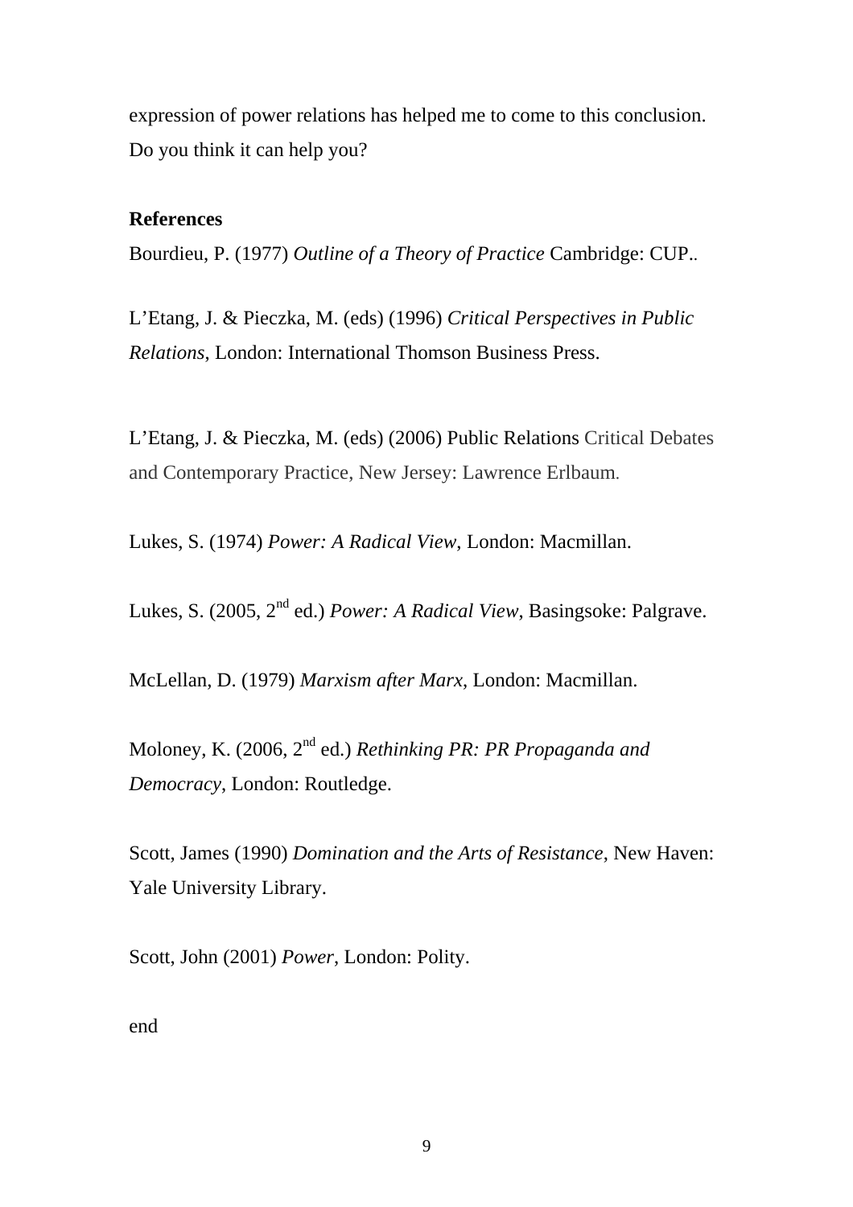expression of power relations has helped me to come to this conclusion. Do you think it can help you?

**References**

Bourdieu, P. (1977) *Outline of a Theory of Practice* Cambridge: CUP..

L'Etang, J. & Pieczka, M. (eds) (1996) *Critical Perspectives in Public Relations*, London: International Thomson Business Press.

L'Etang, J. & Pieczka, M. (eds) (2006) Public Relations Critical Debates and Contemporary Practice, New Jersey: Lawrence Erlbaum.

Lukes, S. (1974) *Power: A Radical View*, London: Macmillan.

Lukes, S. (2005, 2nd ed.) *Power: A Radical View*, Basingsoke: Palgrave.

McLellan, D. (1979) *Marxism after Marx*, London: Macmillan.

Moloney, K. (2006, 2nd ed.) *Rethinking PR: PR Propaganda and Democracy*, London: Routledge.

Scott, James (1990) *Domination and the Arts of Resistance*, New Haven: Yale University Library.

Scott, John (2001) *Power*, London: Polity.

end